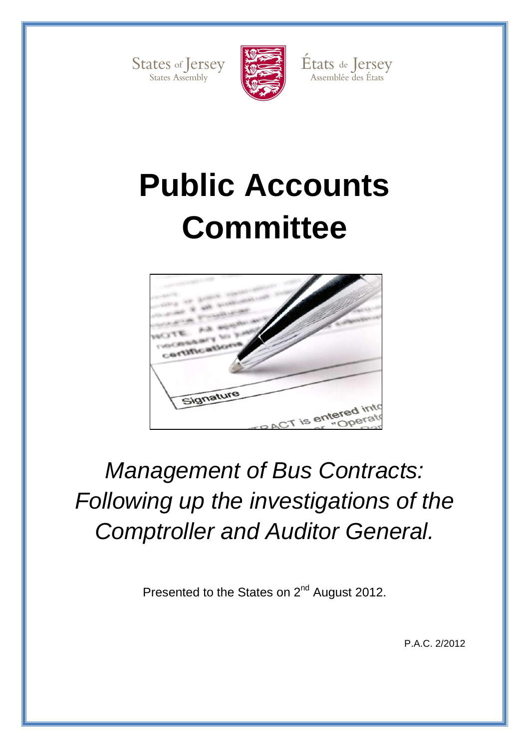States of Jersey
States Assembly

États de Jersey
Assemblée des États

# Public Accounts Committee

*Management of Bus Contracts: Following up the investigations of the Comptroller and Auditor General.*

Presented to the States on 2nd August 2012.

P.A.C. 2/2012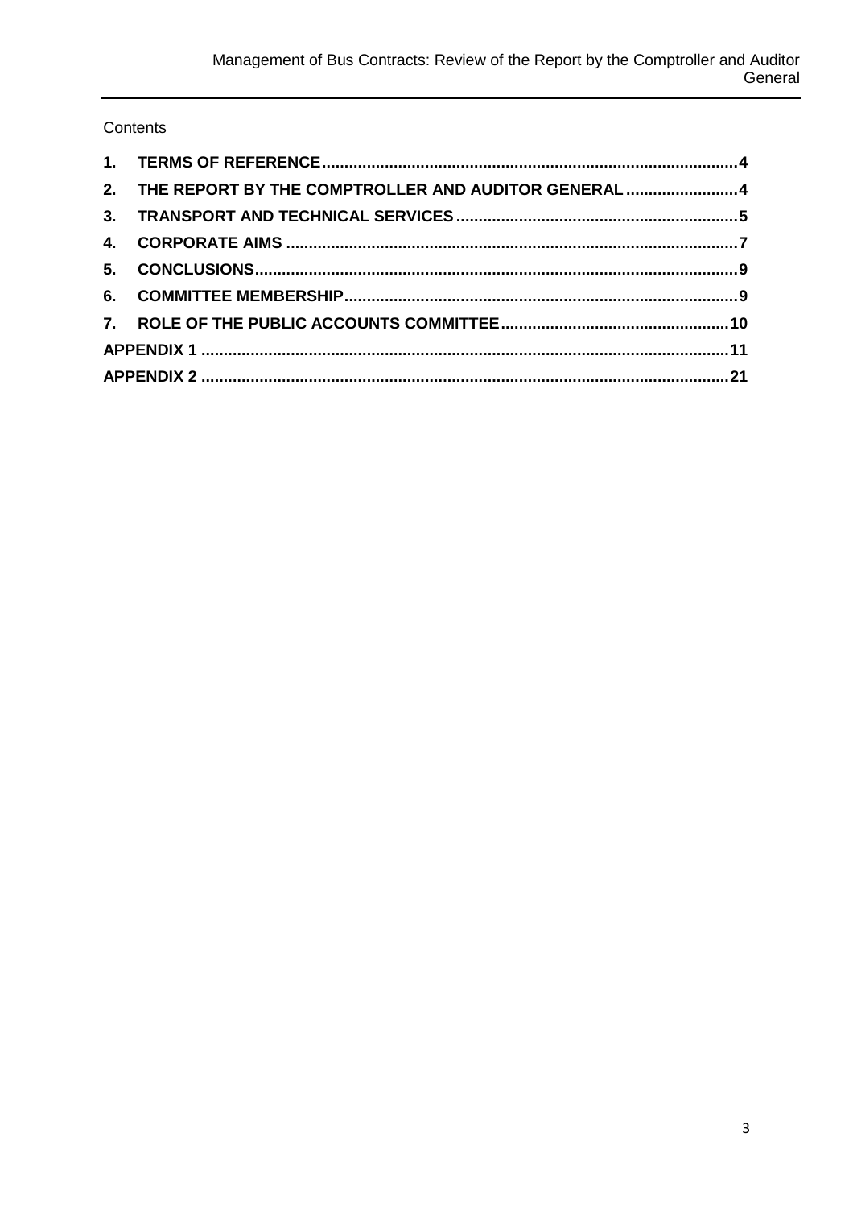Contents

1. TERMS OF REFERENCE ........................................................................................... 4
2. THE REPORT BY THE COMPTROLLER AND AUDITOR GENERAL ......................... 4
3. TRANSPORT AND TECHNICAL SERVICES ............................................................. 5
4. CORPORATE AIMS ................................................................................................... 7
5. CONCLUSIONS.......................................................................................................... 9
6. COMMITTEE MEMBERSHIP...................................................................................... 9
7. ROLE OF THE PUBLIC ACCOUNTS COMMITTEE .................................................. 10

APPENDIX 1 ................................................................................................................... 11

APPENDIX 2 ................................................................................................................... 21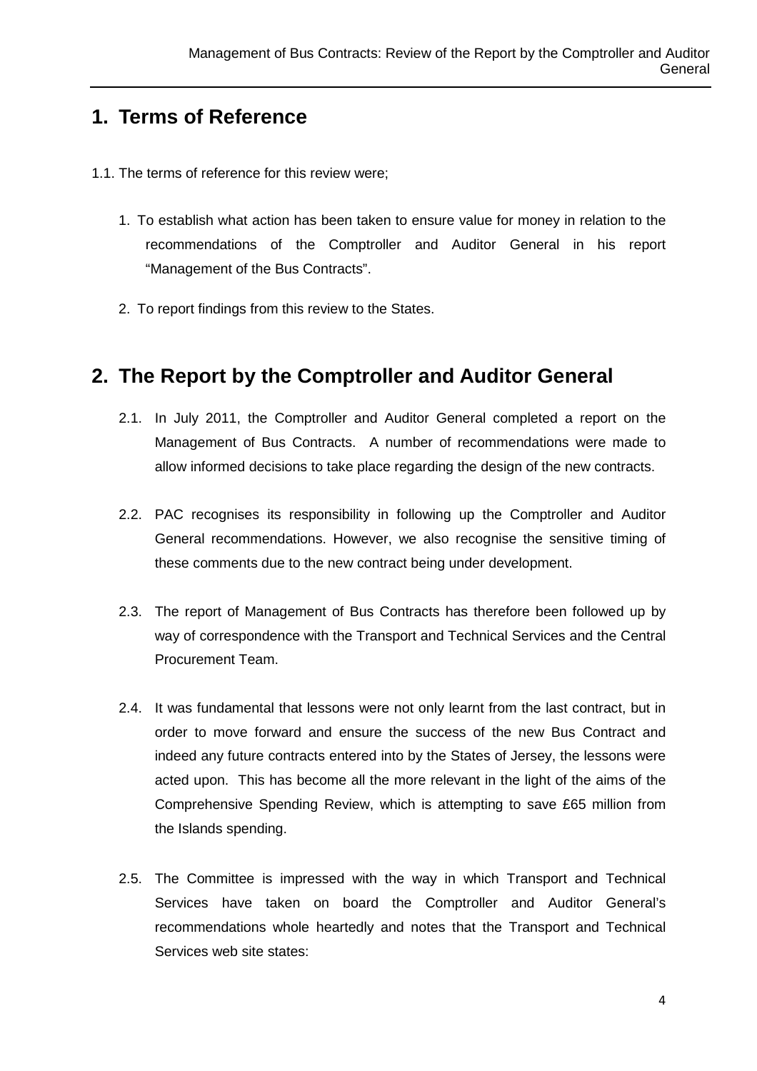## 1. Terms of Reference

1.1. The terms of reference for this review were;

1. To establish what action has been taken to ensure value for money in relation to the recommendations of the Comptroller and Auditor General in his report "Management of the Bus Contracts".
2. To report findings from this review to the States.

## 2. The Report by the Comptroller and Auditor General

2.1. In July 2011, the Comptroller and Auditor General completed a report on the Management of Bus Contracts. A number of recommendations were made to allow informed decisions to take place regarding the design of the new contracts.

2.2. PAC recognises its responsibility in following up the Comptroller and Auditor General recommendations. However, we also recognise the sensitive timing of these comments due to the new contract being under development.

2.3. The report of Management of Bus Contracts has therefore been followed up by way of correspondence with the Transport and Technical Services and the Central Procurement Team.

2.4. It was fundamental that lessons were not only learnt from the last contract, but in order to move forward and ensure the success of the new Bus Contract and indeed any future contracts entered into by the States of Jersey, the lessons were acted upon. This has become all the more relevant in the light of the aims of the Comprehensive Spending Review, which is attempting to save £65 million from the Islands spending.

2.5. The Committee is impressed with the way in which Transport and Technical Services have taken on board the Comptroller and Auditor General's recommendations whole heartedly and notes that the Transport and Technical Services web site states: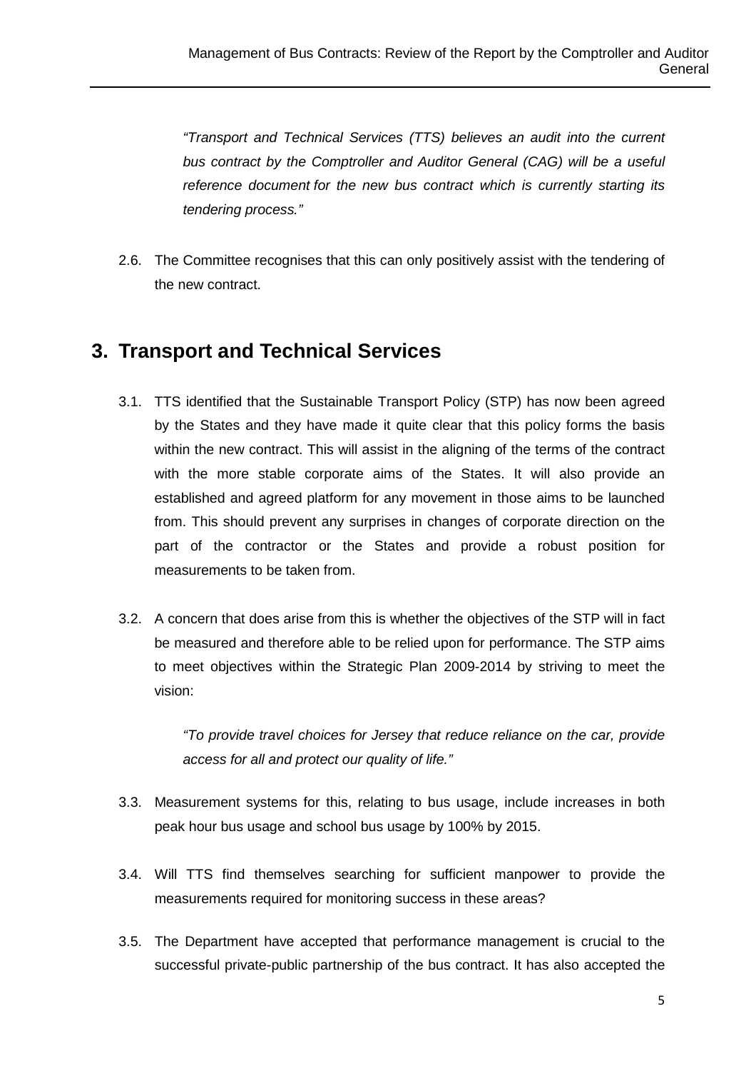*"Transport and Technical Services (TTS) believes an audit into the current bus contract by the Comptroller and Auditor General (CAG) will be a useful reference document for the new bus contract which is currently starting its tendering process."*

2.6. The Committee recognises that this can only positively assist with the tendering of the new contract.

## 3. Transport and Technical Services

3.1. TTS identified that the Sustainable Transport Policy (STP) has now been agreed by the States and they have made it quite clear that this policy forms the basis within the new contract. This will assist in the aligning of the terms of the contract with the more stable corporate aims of the States. It will also provide an established and agreed platform for any movement in those aims to be launched from. This should prevent any surprises in changes of corporate direction on the part of the contractor or the States and provide a robust position for measurements to be taken from.

3.2. A concern that does arise from this is whether the objectives of the STP will in fact be measured and therefore able to be relied upon for performance. The STP aims to meet objectives within the Strategic Plan 2009-2014 by striving to meet the vision:

> *"To provide travel choices for Jersey that reduce reliance on the car, provide access for all and protect our quality of life."*

3.3. Measurement systems for this, relating to bus usage, include increases in both peak hour bus usage and school bus usage by 100% by 2015.

3.4. Will TTS find themselves searching for sufficient manpower to provide the measurements required for monitoring success in these areas?

3.5. The Department have accepted that performance management is crucial to the successful private-public partnership of the bus contract. It has also accepted the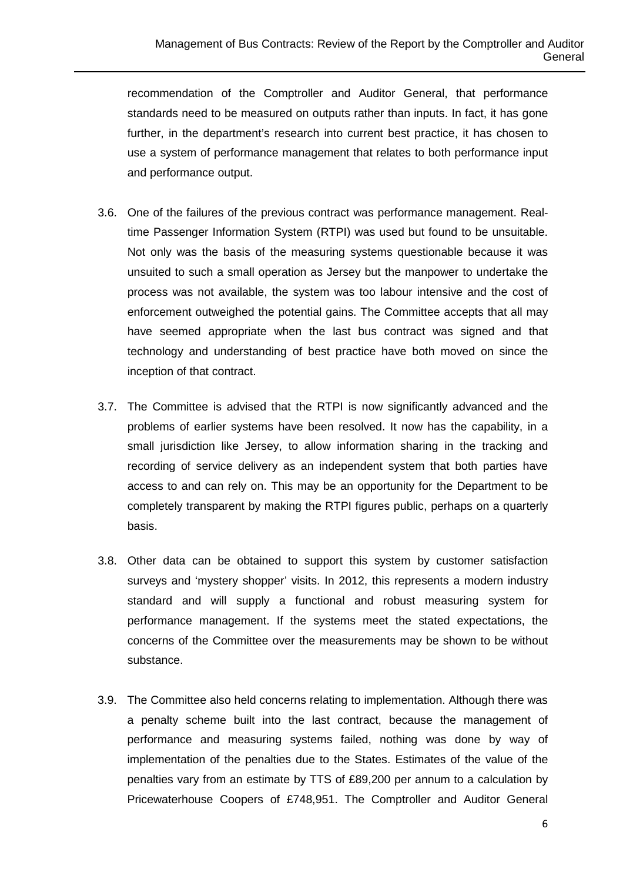recommendation of the Comptroller and Auditor General, that performance standards need to be measured on outputs rather than inputs. In fact, it has gone further, in the department's research into current best practice, it has chosen to use a system of performance management that relates to both performance input and performance output.

3.6. One of the failures of the previous contract was performance management. Real-time Passenger Information System (RTPI) was used but found to be unsuitable. Not only was the basis of the measuring systems questionable because it was unsuited to such a small operation as Jersey but the manpower to undertake the process was not available, the system was too labour intensive and the cost of enforcement outweighed the potential gains. The Committee accepts that all may have seemed appropriate when the last bus contract was signed and that technology and understanding of best practice have both moved on since the inception of that contract.

3.7. The Committee is advised that the RTPI is now significantly advanced and the problems of earlier systems have been resolved. It now has the capability, in a small jurisdiction like Jersey, to allow information sharing in the tracking and recording of service delivery as an independent system that both parties have access to and can rely on. This may be an opportunity for the Department to be completely transparent by making the RTPI figures public, perhaps on a quarterly basis.

3.8. Other data can be obtained to support this system by customer satisfaction surveys and 'mystery shopper' visits. In 2012, this represents a modern industry standard and will supply a functional and robust measuring system for performance management. If the systems meet the stated expectations, the concerns of the Committee over the measurements may be shown to be without substance.

3.9. The Committee also held concerns relating to implementation. Although there was a penalty scheme built into the last contract, because the management of performance and measuring systems failed, nothing was done by way of implementation of the penalties due to the States. Estimates of the value of the penalties vary from an estimate by TTS of £89,200 per annum to a calculation by Pricewaterhouse Coopers of £748,951. The Comptroller and Auditor General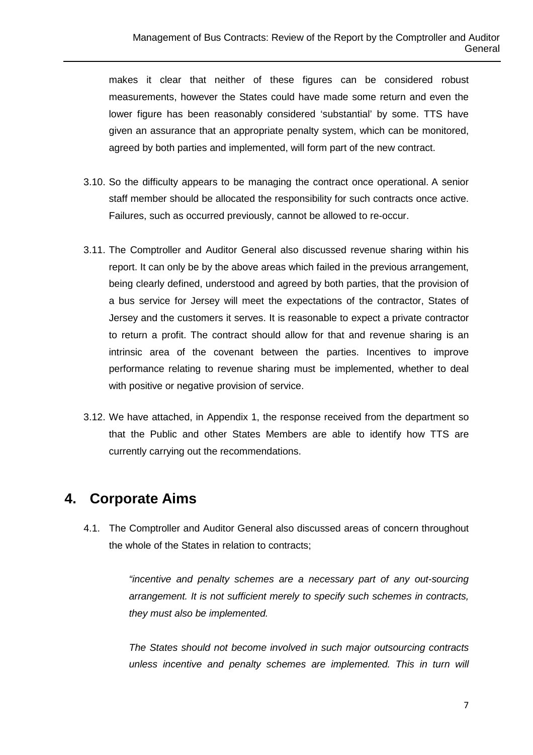makes it clear that neither of these figures can be considered robust measurements, however the States could have made some return and even the lower figure has been reasonably considered 'substantial' by some. TTS have given an assurance that an appropriate penalty system, which can be monitored, agreed by both parties and implemented, will form part of the new contract.

3.10. So the difficulty appears to be managing the contract once operational. A senior staff member should be allocated the responsibility for such contracts once active. Failures, such as occurred previously, cannot be allowed to re-occur.

3.11. The Comptroller and Auditor General also discussed revenue sharing within his report. It can only be by the above areas which failed in the previous arrangement, being clearly defined, understood and agreed by both parties, that the provision of a bus service for Jersey will meet the expectations of the contractor, States of Jersey and the customers it serves. It is reasonable to expect a private contractor to return a profit. The contract should allow for that and revenue sharing is an intrinsic area of the covenant between the parties. Incentives to improve performance relating to revenue sharing must be implemented, whether to deal with positive or negative provision of service.

3.12. We have attached, in Appendix 1, the response received from the department so that the Public and other States Members are able to identify how TTS are currently carrying out the recommendations.

## 4. Corporate Aims

4.1. The Comptroller and Auditor General also discussed areas of concern throughout the whole of the States in relation to contracts;

> *"incentive and penalty schemes are a necessary part of any out-sourcing arrangement. It is not sufficient merely to specify such schemes in contracts, they must also be implemented.*
>
> *The States should not become involved in such major outsourcing contracts unless incentive and penalty schemes are implemented. This in turn will*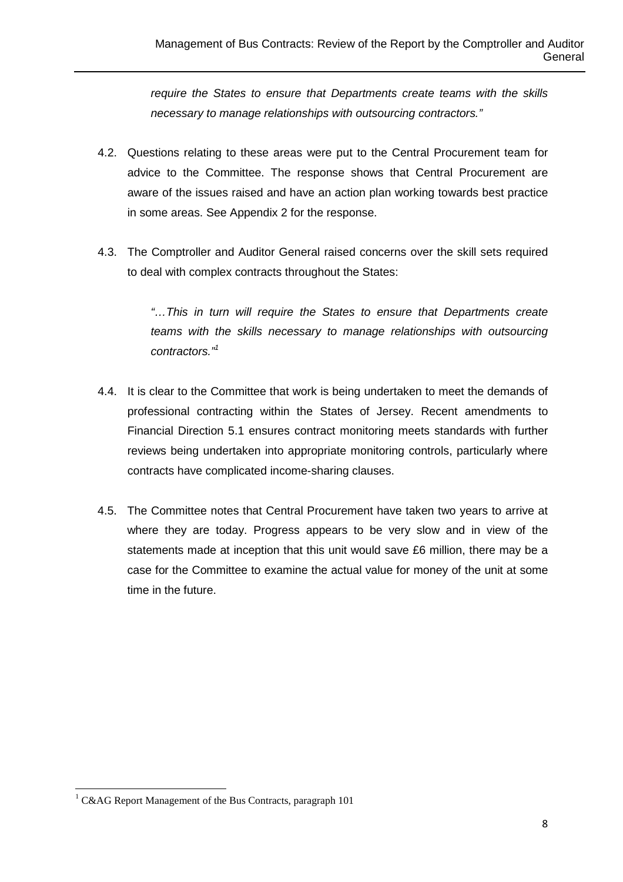*require the States to ensure that Departments create teams with the skills necessary to manage relationships with outsourcing contractors."*

4.2. Questions relating to these areas were put to the Central Procurement team for advice to the Committee. The response shows that Central Procurement are aware of the issues raised and have an action plan working towards best practice in some areas. See Appendix 2 for the response.

4.3. The Comptroller and Auditor General raised concerns over the skill sets required to deal with complex contracts throughout the States:

> *"…This in turn will require the States to ensure that Departments create teams with the skills necessary to manage relationships with outsourcing contractors."*[1]

4.4. It is clear to the Committee that work is being undertaken to meet the demands of professional contracting within the States of Jersey. Recent amendments to Financial Direction 5.1 ensures contract monitoring meets standards with further reviews being undertaken into appropriate monitoring controls, particularly where contracts have complicated income-sharing clauses.

4.5. The Committee notes that Central Procurement have taken two years to arrive at where they are today. Progress appears to be very slow and in view of the statements made at inception that this unit would save £6 million, there may be a case for the Committee to examine the actual value for money of the unit at some time in the future.

---

[1] C&AG Report Management of the Bus Contracts, paragraph 101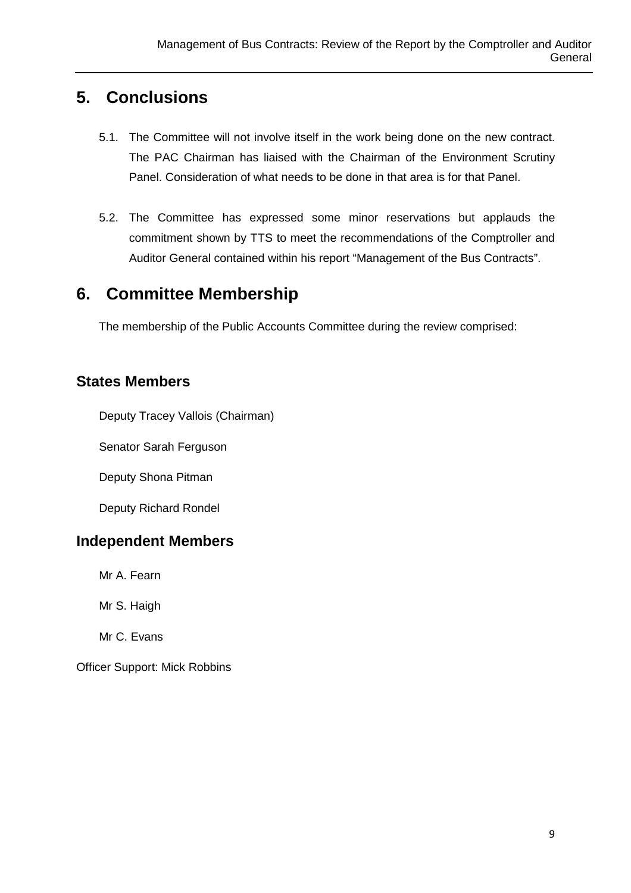## 5. Conclusions

5.1. The Committee will not involve itself in the work being done on the new contract. The PAC Chairman has liaised with the Chairman of the Environment Scrutiny Panel. Consideration of what needs to be done in that area is for that Panel.

5.2. The Committee has expressed some minor reservations but applauds the commitment shown by TTS to meet the recommendations of the Comptroller and Auditor General contained within his report "Management of the Bus Contracts".

## 6. Committee Membership

The membership of the Public Accounts Committee during the review comprised:

### States Members

Deputy Tracey Vallois (Chairman)

Senator Sarah Ferguson

Deputy Shona Pitman

Deputy Richard Rondel

### Independent Members

Mr A. Fearn

Mr S. Haigh

Mr C. Evans

Officer Support: Mick Robbins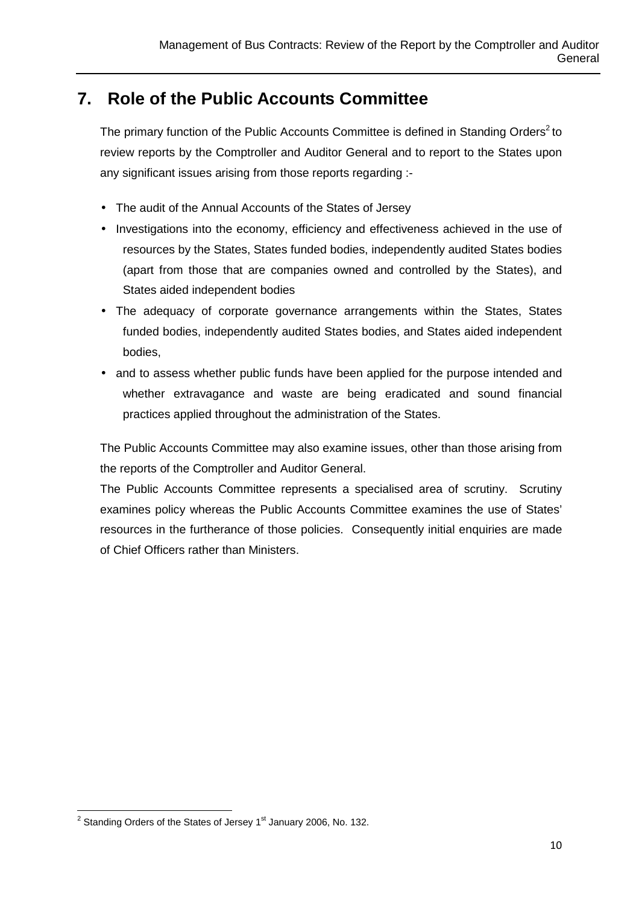## 7. Role of the Public Accounts Committee

The primary function of the Public Accounts Committee is defined in Standing Orders[2] to review reports by the Comptroller and Auditor General and to report to the States upon any significant issues arising from those reports regarding :-

- The audit of the Annual Accounts of the States of Jersey
- Investigations into the economy, efficiency and effectiveness achieved in the use of resources by the States, States funded bodies, independently audited States bodies (apart from those that are companies owned and controlled by the States), and States aided independent bodies
- The adequacy of corporate governance arrangements within the States, States funded bodies, independently audited States bodies, and States aided independent bodies,
- and to assess whether public funds have been applied for the purpose intended and whether extravagance and waste are being eradicated and sound financial practices applied throughout the administration of the States.

The Public Accounts Committee may also examine issues, other than those arising from the reports of the Comptroller and Auditor General.

The Public Accounts Committee represents a specialised area of scrutiny. Scrutiny examines policy whereas the Public Accounts Committee examines the use of States' resources in the furtherance of those policies. Consequently initial enquiries are made of Chief Officers rather than Ministers.

[2] Standing Orders of the States of Jersey 1st January 2006, No. 132.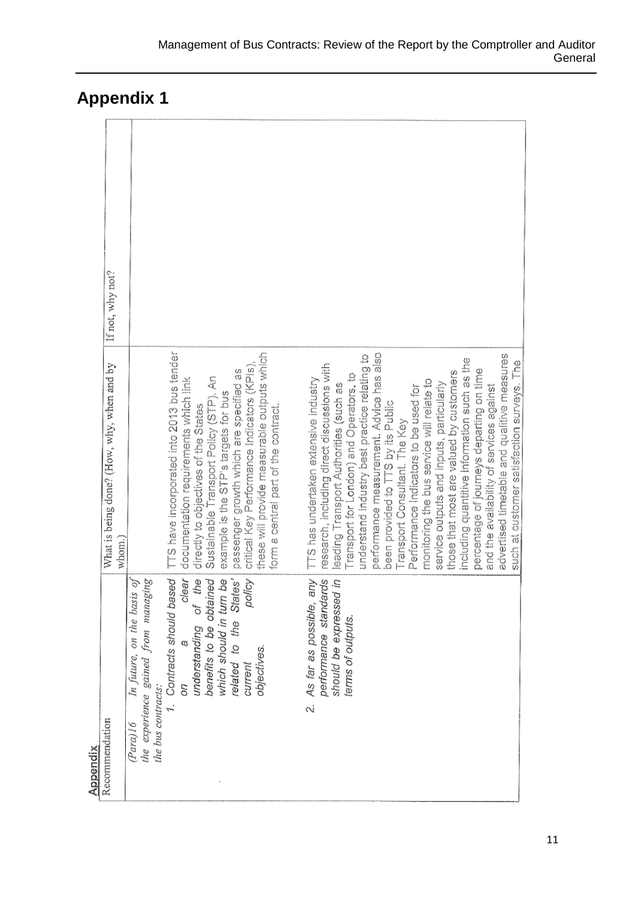# Appendix 1

**Appendix**

| Recommendation | What is being done? (How, why, when and by whom.) | If not, why not? |
|---|---|---|
| *(Para)16 In future, on the basis of the experience gained from managing the bus contracts:* | | |
| 1. *Contracts should based on a clear understanding of the benefits to be obtained which should in turn be related to the States' current policy objectives.* | TTS have incorporated into 2013 bus tender documentation requirements which link directly to objectives of the States Sustainable Transport Policy (STP). An example is the STP's targets for bus passenger growth which are specified as critical Key Performance indicators (KPIs), these will provide measurable outputs which form a central part of the contract. | |
| 2. *As far as possible, any performance standards should be expressed in terms of outputs.* | TTS has undertaken extensive industry research, including direct discussions with leading Transport Authorities (such as Transport for London) and Operators, to understand industry best practice relating to performance measurement. Advice has also been provided to TTS by its Public Transport Consultant. The Key Performance Indicators to be used for monitoring the bus service will relate to service outputs and inputs, particularly those that most are valued by customers including quantitive information such as the percentage of journeys departing on time and the availability of services against advertised timetable and qualitive measures such as customer satisfaction surveys. The | |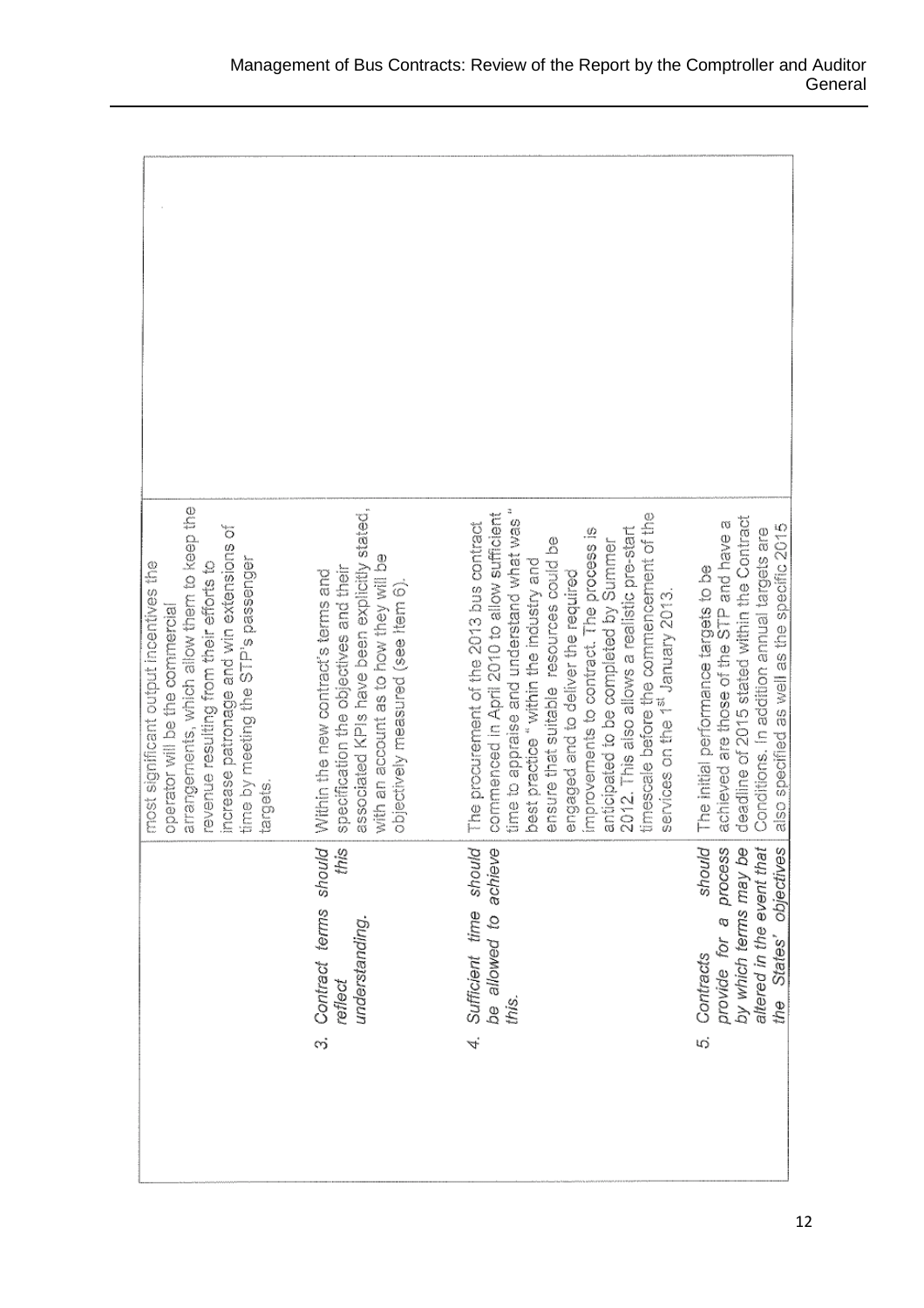| | | | |
|---|---|---|---|
| | | most significant output incentives the operator will be the commercial arrangements, which allow them to keep the revenue resulting from their efforts to increase patronage and win extensions of time by meeting the STP's passenger targets. | |
| | *3. Contract terms should reflect this understanding.* | Within the new contract's terms and specification the objectives and their associated KPIs have been explicitly stated, with an account as to how they will be objectively measured (see item 6). | |
| | *4. Sufficient time should be allowed to achieve this.* | The procurement of the 2013 bus contract commenced in April 2010 to allow sufficient time to appraise and understand what was " best practice " within the industry and ensure that suitable resources could be engaged and to deliver the required improvements to contract. The process is anticipated to be completed by Summer 2012. This also allows a realistic pre-start timescale before the commencement of the services on the 1st January 2013. | |
| | *5. Contracts should provide for a process by which terms may be altered in the event that the States' objectives* | The initial performance targets to be achieved are those of the STP and have a deadline of 2015 stated within the Contract Conditions. In addition annual targets are also specified as well as the specific 2015 | |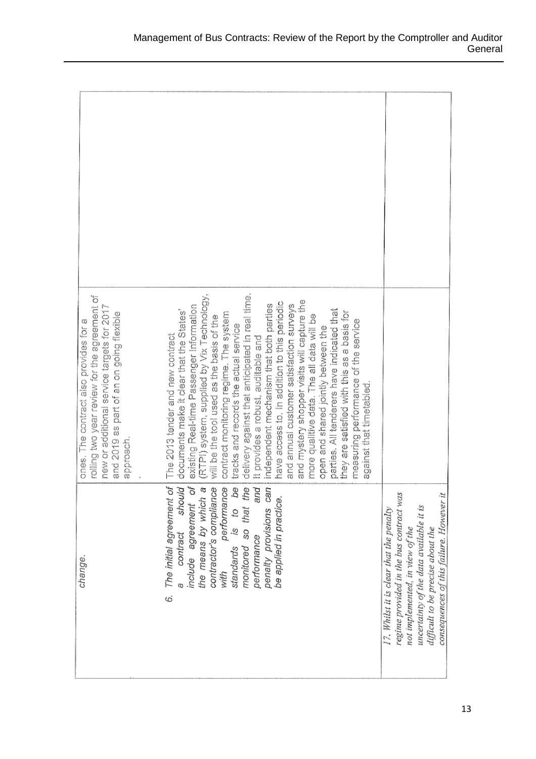| | | |
|---|---|---|
| *change.* | ones. The contract also provides for a rolling two year review for the agreement of new or additional service targets for 2017 and 2019 as part of an on going flexible approach. . | |
| *6. The initial agreement of a contract should include agreement of the means by which a contractor's compliance with performance standards is to be monitored so that the performance and penalty provisions can be applied in practice.* | The 2013 tender and new contract documents make it clear that the States' existing Real-time Passenger Information (RTPI) system, supplied by Vix Technology, will be the tool used as the basis of the contract monitoring regime. The system tracks and records the actual service delivery against that anticipated in real time. It provides a robust, auditable and independent mechanism that both parties have access to. In addition to this periodic and annual customer satisfaction surveys and mystery shopper visits will capture the more qualitive data. The all data will be open and shared jointly between the parties. All tenderers have indicated that they are satisfied with this as a basis for measuring performance of the service against that timetabled. | |
| *17. Whilst it is clear that the penalty regime provided in the bus contract was not implemented, in view of the uncertainty of the data available it is difficult to be precise about the consequences of this failure. However it* | | |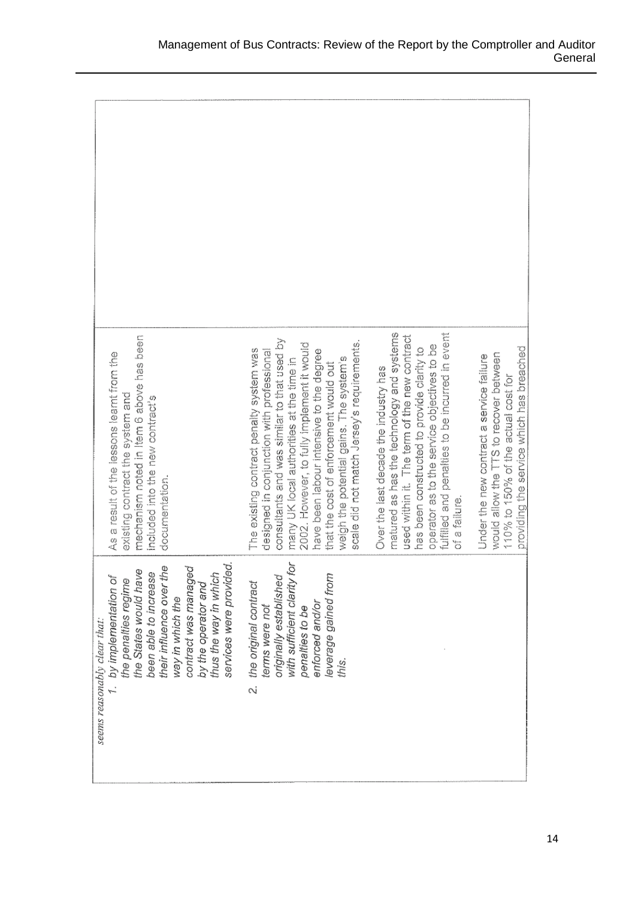| | | |
|---|---|---|
| *seems reasonably clear that:*<br>1. *by implementation of the penalties regime the States would have been able to increase their influence over the way in which the contract was managed by the operator and thus the way in which services were provided.* | As a result of the lessons learnt from the existing contract the system and mechanism noted in Item 6 above has been included into the new contract's documentation. | |
| 2. *the original contract terms were not originally established with sufficient clarity for penalties to be enforced and/or leverage gained from this.* | The existing contract penalty system was designed in conjunction with professional consultants and was similar to that used by many UK local authorities at the time in 2002. However, to fully implement it would have been labour intensive to the degree that the cost of enforcement would out weigh the potential gains. The system's scale did not match Jersey's requirements.<br><br>Over the last decade the industry has matured as has the technology and systems used within it. The term of the new contract has been constructed to provide clarity to operator as to the service objectives to be fulfilled and penalties to be incurred in event of a failure.<br><br>Under the new contract a service failure would allow the TTS to recover between 110% to 150% of the actual cost for providing the service which has breached | |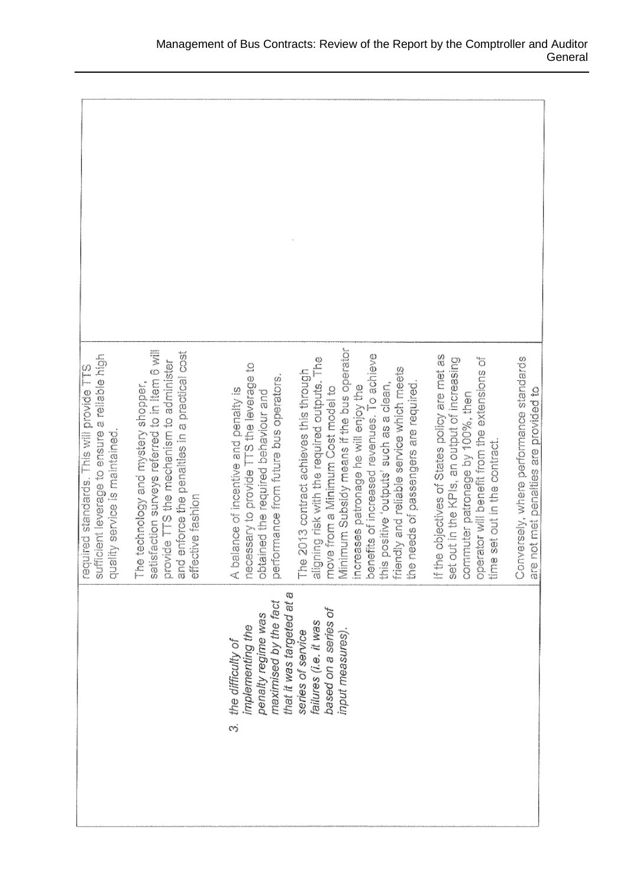| | | |
|---|---|---|
| | required standards. This will provide TTS sufficient leverage to ensure a reliable high quality service is maintained.<br><br>The technology and mystery shopper, satisfaction surveys referred to in Item 6 will provide TTS the mechanism to administer and enforce the penalties in a practical cost effective fashion | |
| 3. *the difficulty of implementing the penalty regime was maximised by the fact that it was targeted at a series of service failures (i.e. it was based on a series of input measures).* | A balance of incentive and penalty is necessary to provide TTS the leverage to obtained the required behaviour and performance from future bus operators.<br><br>The 2013 contract achieves this through aligning risk with the required outputs. The move from a Minimum Cost model to Minimum Subsidy means if the bus operator increases patronage he will enjoy the benefits of increased revenues. To achieve this positive 'outputs' such as a clean, friendly and reliable service which meets the needs of passengers are required.<br><br>If the objectives of States policy are met as set out in the KPIs, an output of increasing commuter patronage by 100%, then operator will benefit from the extensions of time set out in the contract.<br><br>Conversely, where performance standards are not met penalties are provided to | |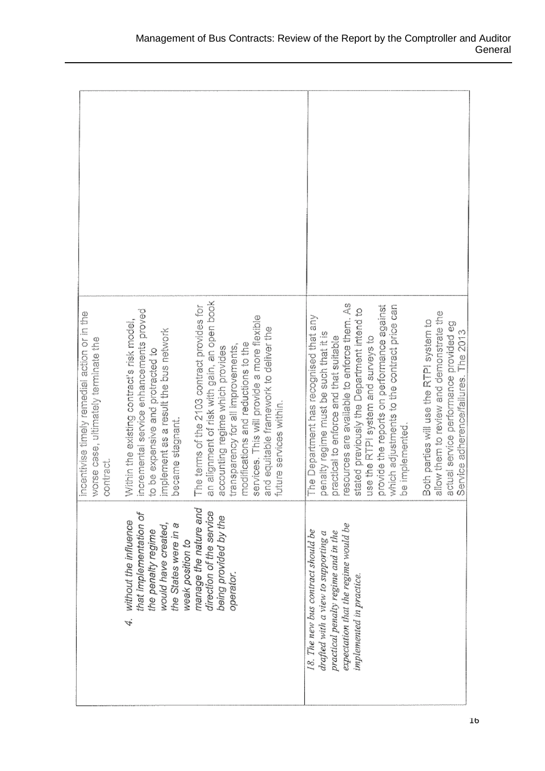| | | |
|---|---|---|
| 4. *without the influence that implementation of the penalty regime would have created, the States were in a weak position to manage the nature and direction of the service being provided by the operator.* | incentivise timely remedial action or in the worse case, ultimately terminate the contract.<br><br>Within the existing contract's risk model, incremental service enhancements proved to be expensive and protracted to implement as a result the bus network became stagnant.<br><br>The terms of the 2103 contract provides for an alignment of risk with gain, an open book accounting regime which provides transparency for all improvements, modifications and reductions to the services. This will provide a more flexible and equitable framework to deliver the future services within. | |
| *18. The new bus contract should be drafted with a view to supporting a practical penalty regime and in the expectation that the regime would be implemented in practice.* | The Department has recognised that any penalty regime must be such that it is practical to enforce and that suitable resources are available to enforce them. As stated previously the Department intend to use the RTPI system and surveys to provide the reports on performance against which adjustments to the contract price can be implemented.<br><br>Both parties will use the RTPI system to allow them to review and demonstrate the actual service performance provided eg Service adherence/failures. The 2013 | |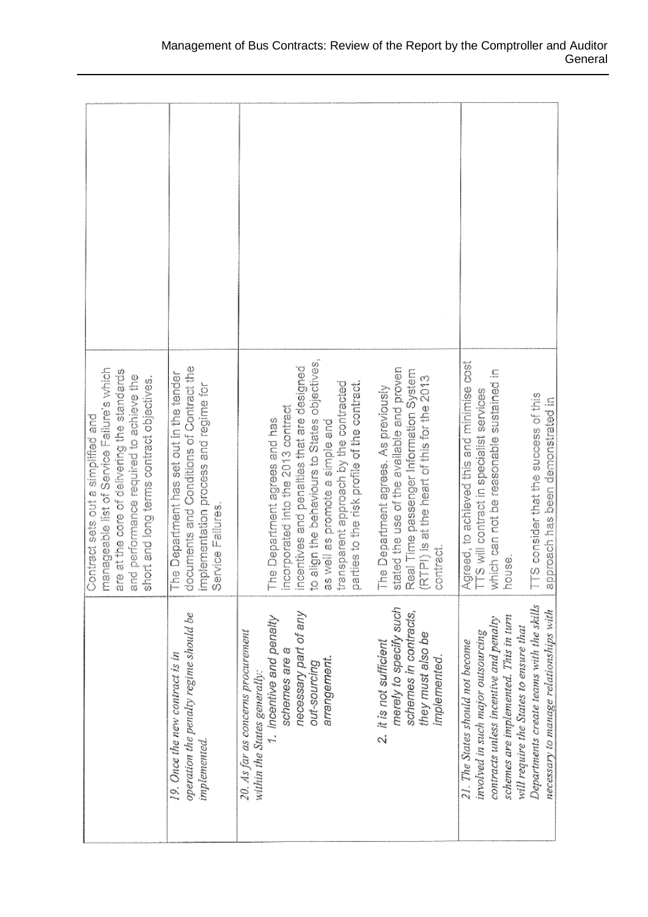| | | |
|---|---|---|
| | Contract sets out a simplified and manageable list of Service Failure's which are at the core of delivering the standards and performance required to achieve the short and long terms contract objectives. | |
| *19. Once the new contract is in operation the penalty regime should be implemented.* | The Department has set out in the tender documents and Conditions of Contract the implementation process and regime for Service Failures. | |
| *20. As far as concerns procurement within the States generally:*<br>*1. incentive and penalty schemes are a necessary part of any out-sourcing arrangement.*<br><br>*2. it is not sufficient merely to specify such schemes in contracts, they must also be implemented.* | The Department agrees and has incorporated into the 2013 contract incentives and penalties that are designed to align the behaviours to States objectives, as well as promote a simple and transparent approach by the contracted parties to the risk profile of the contract.<br><br>The Department agrees. As previously stated the use of the available and proven Real Time passenger Information System (RTPI) is at the heart of this for the 2013 contract. | |
| *21. The States should not become involved in such major outsourcing contracts unless incentive and penalty schemes are implemented. This in turn will require the States to ensure that Departments create teams with the skills necessary to manage relationships with* | Agreed, to achieved this and minimise cost TTS will contract in specialist services which can not be reasonable sustained in house.<br><br>TTS consider that the success of this approach has been demonstrated in | |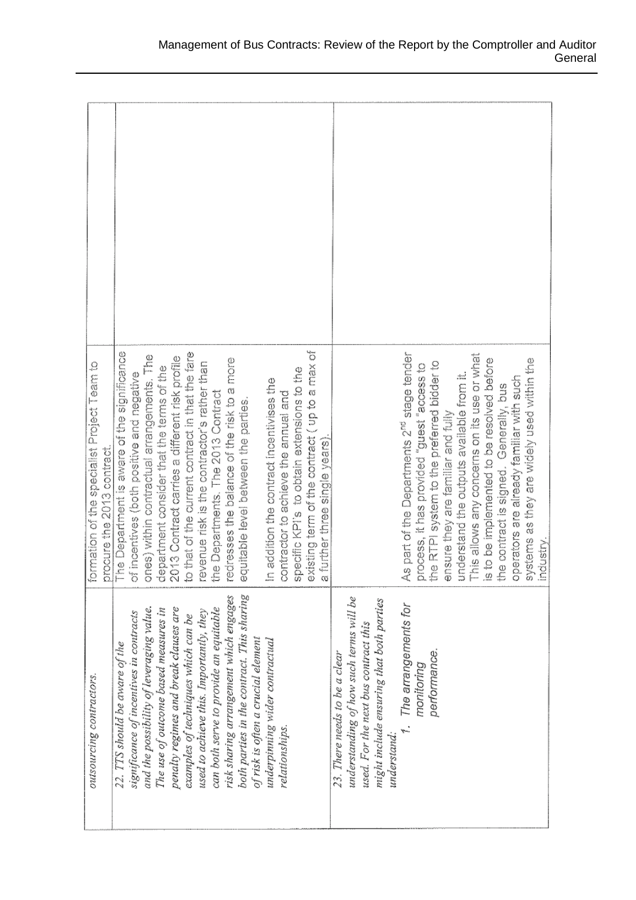| | | |
|---|---|---|
| *outsourcing contractors.* | formation of the specialist Project Team to procure the 2013 contract. | |
| *22. TTS should be aware of the significance of incentives in contracts and the possibility of leveraging value. The use of outcome based measures in penalty regimes and break clauses are examples of techniques which can be used to achieve this. Importantly, they can both serve to provide an equitable risk sharing arrangement which engages both parties in the contract. This sharing of risk is often a crucial element underpinning wider contractual relationships.* | The Department is aware of the significance of incentives (both positive and negative ones) within contractual arrangements. The department consider that the terms of the 2013 Contract carries a different risk profile to that of the current contractor in that the fare revenue risk is the contractor's rather than the Departments. The 2013 Contract redresses the balance of the risk to a more equitable level between the parties.<br><br>In addition the contract incentivises the contractor to achieve the annual and specific KPI's to obtain extensions to the existing term of the contract ( up to a max of a further three single years). | |
| *23. There needs to be a clear understanding of how such terms will be used. For the next bus contract this might include ensuring that both parties understand:*<br>*1. The arrangements for monitoring performance.* | As part of the Departments 2[nd] stage tender process, it has provided "guest "access to the RTPI system to the preferred bidder to ensure they are familiar and fully understand the outputs available from it. This allows any concerns on its use or what is to be implemented to be resolved before the contract is signed. Generally, bus operators are already familiar with such systems as they are widely used within the industry. | |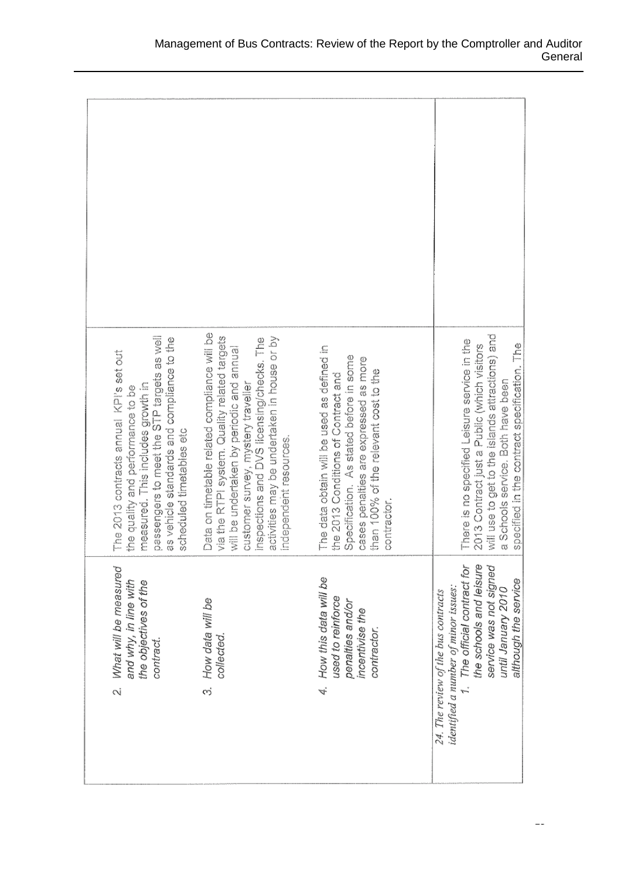| | | |
|---|---|---|
| 2. *What will be measured and why, in line with the objectives of the contract.* | The 2013 contracts annual KPI's set out the quality and performance to be measured. This includes growth in passengers to meet the STP targets as well as vehicle standards and compliance to the scheduled timetables etc | |
| 3. *How data will be collected.* | Data on timetable related compliance will be via the RTPI system. Quality related targets will be undertaken by periodic and annual customer survey, mystery traveller inspections and DVS licensing/checks. The activities may be undertaken in house or by independent resources. | |
| 4. *How this data will be used to reinforce penalties and/or incentivise the contractor.* | The data obtain will be used as defined in the 2013 Conditions of Contract and Specification. As stated before in some cases penalties are expressed as more than 100% of the relevant cost to the contractor. | |
| *24. The review of the bus contracts identified a number of minor issues:*<br>*1. The official contract for the schools and leisure service was not signed until January 2010 although the service* | There is no specified Leisure service in the 2013 Contract just a Public (which visitors will use to get to the islands attractions) and a Schools service. Both have been specified in the contract specification. The | |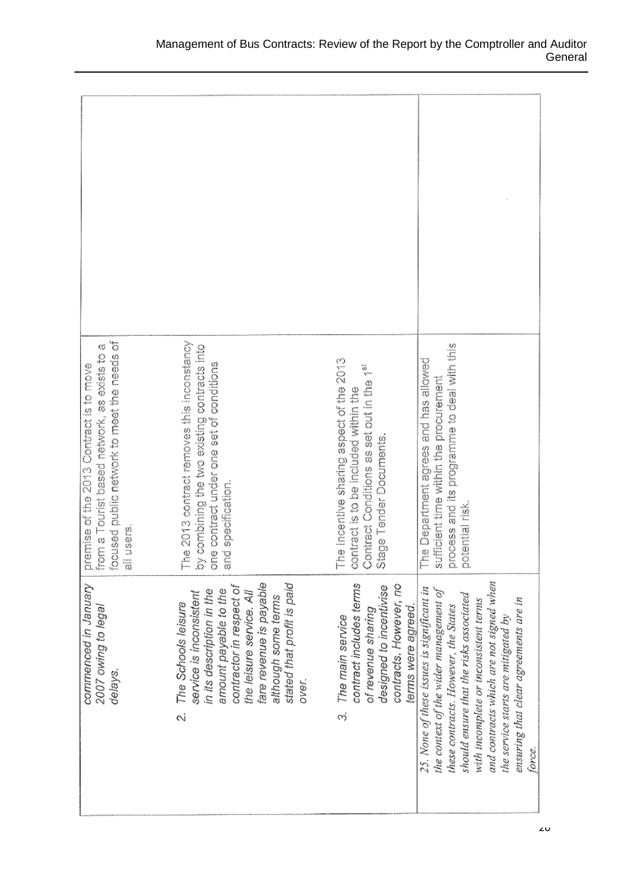| | | |
|---|---|---|
| *commenced in January 2007 owing to legal delays.* | premise of the 2013 Contract is to move from a Tourist based network, as exists to a focused public network to meet the needs of all users. | |
| 2. *The Schools leisure service is inconsistent in its description in the amount payable to the contractor in respect of the leisure service. All fare revenue is payable although some terms stated that profit is paid over.* | The 2013 contract removes this inconstancy by combining the two existing contracts into one contract under one set of conditions and specification. | |
| 3. *The main service contract includes terms of revenue sharing designed to incentivise contracts. However, no terms were agreed.* | The Incentive sharing aspect of the 2013 contract is to be included within the Contract Conditions as set out in the 1st Stage Tender Documents. | |
| *25. None of these issues is significant in the context of the wider management of these contracts. However, the States should ensure that the risks associated with incomplete or inconsistent terms and contracts which are not signed when the service starts are mitigated by ensuring that clear agreements are in force.* | The Department agrees and has allowed sufficient time within the procurement process and its programme to deal with this potential risk. | |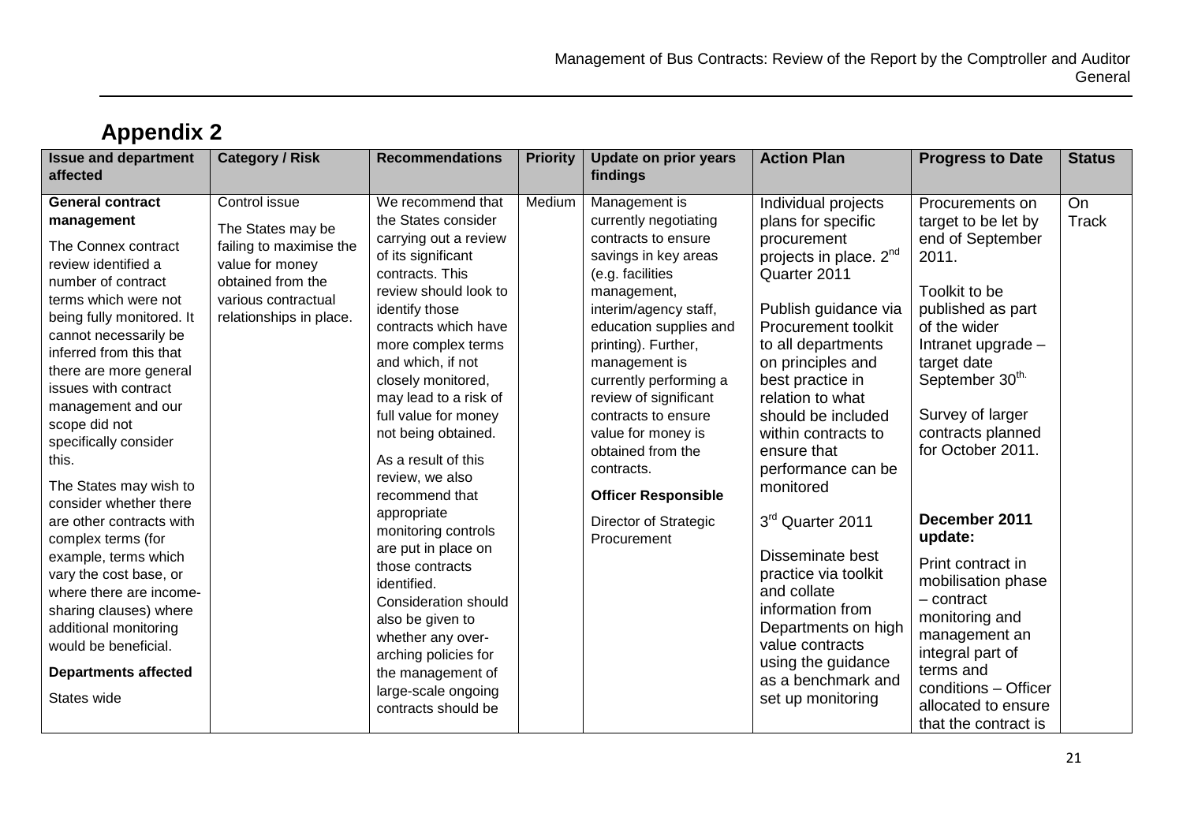## Appendix 2

| Issue and department affected | Category / Risk | Recommendations | Priority | Update on prior years findings | Action Plan | Progress to Date | Status |
|---|---|---|---|---|---|---|---|
| **General contract management**<br><br>The Connex contract review identified a number of contract terms which were not being fully monitored. It cannot necessarily be inferred from this that there are more general issues with contract management and our scope did not specifically consider this.<br><br>The States may wish to consider whether there are other contracts with complex terms (for example, terms which vary the cost base, or where there are income-sharing clauses) where additional monitoring would be beneficial.<br><br>**Departments affected**<br><br>States wide | Control issue<br><br>The States may be failing to maximise the value for money obtained from the various contractual relationships in place. | We recommend that the States consider carrying out a review of its significant contracts. This review should look to identify those contracts which have more complex terms and which, if not closely monitored, may lead to a risk of full value for money not being obtained.<br><br>As a result of this review, we also recommend that appropriate monitoring controls are put in place on those contracts identified. Consideration should also be given to whether any over-arching policies for the management of large-scale ongoing contracts should be | Medium | Management is currently negotiating contracts to ensure savings in key areas (e.g. facilities management, interim/agency staff, education supplies and printing). Further, management is currently performing a review of significant contracts to ensure value for money is obtained from the contracts.<br><br>**Officer Responsible**<br><br>Director of Strategic Procurement | Individual projects plans for specific procurement projects in place. 2nd Quarter 2011<br><br>Publish guidance via Procurement toolkit to all departments on principles and best practice in relation to what should be included within contracts to ensure that performance can be monitored<br><br>3rd Quarter 2011<br><br>Disseminate best practice via toolkit and collate information from Departments on high value contracts using the guidance as a benchmark and set up monitoring | Procurements on target to be let by end of September 2011.<br><br>Toolkit to be published as part of the wider Intranet upgrade – target date September 30th.<br><br>Survey of larger contracts planned for October 2011.<br><br>**December 2011 update:**<br><br>Print contract in mobilisation phase – contract monitoring and management an integral part of terms and conditions – Officer allocated to ensure that the contract is | On Track |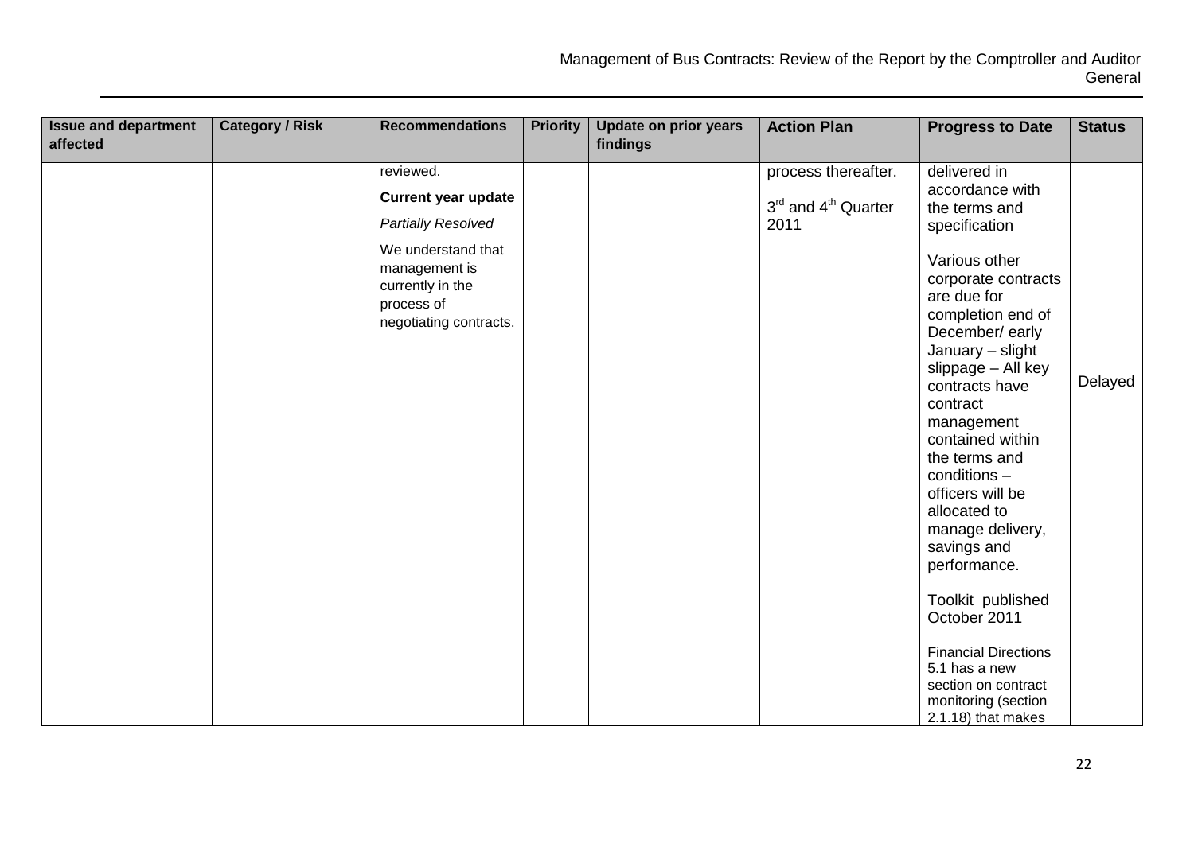| Issue and department affected | Category / Risk | Recommendations | Priority | Update on prior years findings | Action Plan | Progress to Date | Status |
|---|---|---|---|---|---|---|---|
| | | reviewed.<br><br>**Current year update**<br><br>*Partially Resolved*<br><br>We understand that management is currently in the process of negotiating contracts. | | | process thereafter.<br><br>3rd and 4th Quarter 2011 | delivered in accordance with the terms and specification<br><br>Various other corporate contracts are due for completion end of December/ early January – slight slippage – All key contracts have contract management contained within the terms and conditions – officers will be allocated to manage delivery, savings and performance.<br><br>Toolkit published October 2011<br><br>Financial Directions 5.1 has a new section on contract monitoring (section 2.1.18) that makes | Delayed |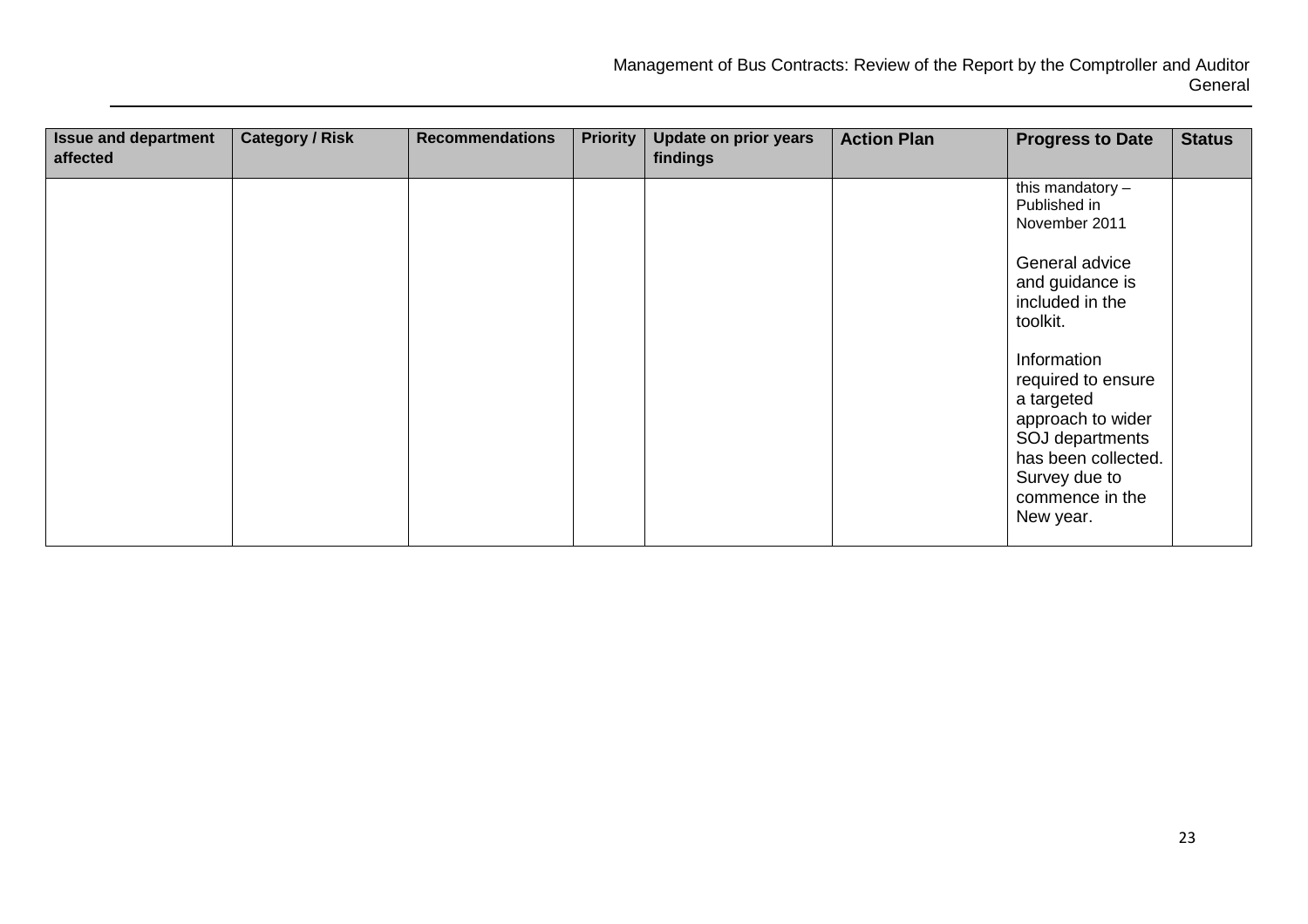| Issue and department affected | Category / Risk | Recommendations | Priority | Update on prior years findings | Action Plan | Progress to Date | Status |
| --- | --- | --- | --- | --- | --- | --- | --- |
| | | | | | | this mandatory – Published in November 2011<br><br>General advice and guidance is included in the toolkit.<br><br>Information required to ensure a targeted approach to wider SOJ departments has been collected. Survey due to commence in the New year. | |